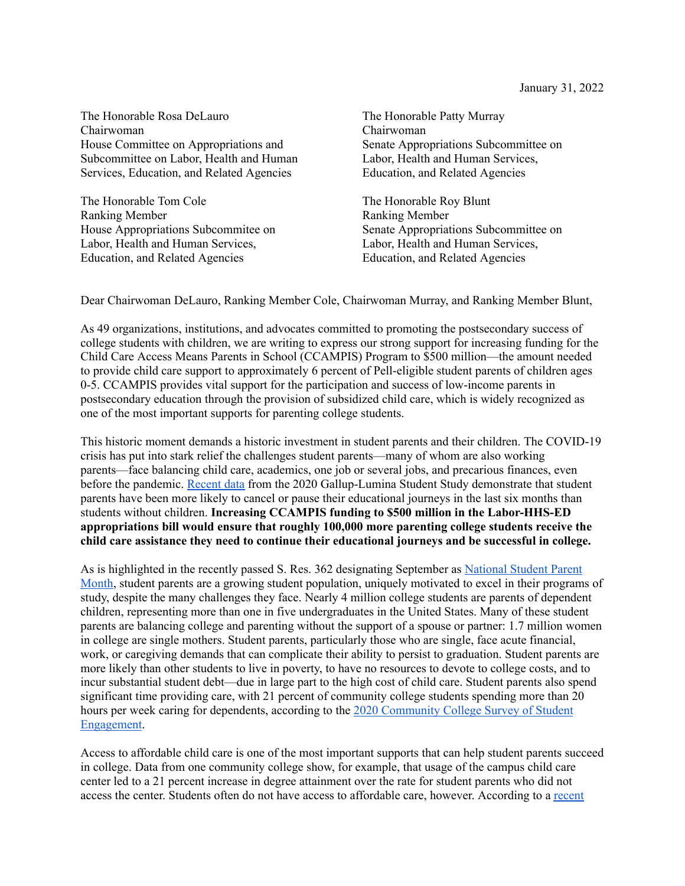January 31, 2022

The Honorable Rosa DeLauro
Chairwoman
House Committee on Appropriations and Subcommittee on Labor, Health and Human Services, Education, and Related Agencies

The Honorable Tom Cole
Ranking Member
House Appropriations Subcommitee on Labor, Health and Human Services, Education, and Related Agencies

The Honorable Patty Murray
Chairwoman
Senate Appropriations Subcommittee on Labor, Health and Human Services, Education, and Related Agencies

The Honorable Roy Blunt
Ranking Member
Senate Appropriations Subcommittee on Labor, Health and Human Services, Education, and Related Agencies

Dear Chairwoman DeLauro, Ranking Member Cole, Chairwoman Murray, and Ranking Member Blunt,

As 49 organizations, institutions, and advocates committed to promoting the postsecondary success of college students with children, we are writing to express our strong support for increasing funding for the Child Care Access Means Parents in School (CCAMPIS) Program to $500 million—the amount needed to provide child care support to approximately 6 percent of Pell-eligible student parents of children ages 0-5. CCAMPIS provides vital support for the participation and success of low-income parents in postsecondary education through the provision of subsidized child care, which is widely recognized as one of the most important supports for parenting college students.

This historic moment demands a historic investment in student parents and their children. The COVID-19 crisis has put into stark relief the challenges student parents—many of whom are also working parents—face balancing child care, academics, one job or several jobs, and precarious finances, even before the pandemic. Recent data from the 2020 Gallup-Lumina Student Study demonstrate that student parents have been more likely to cancel or pause their educational journeys in the last six months than students without children. **Increasing CCAMPIS funding to $500 million in the Labor-HHS-ED appropriations bill would ensure that roughly 100,000 more parenting college students receive the child care assistance they need to continue their educational journeys and be successful in college.**

As is highlighted in the recently passed S. Res. 362 designating September as National Student Parent Month, student parents are a growing student population, uniquely motivated to excel in their programs of study, despite the many challenges they face. Nearly 4 million college students are parents of dependent children, representing more than one in five undergraduates in the United States. Many of these student parents are balancing college and parenting without the support of a spouse or partner: 1.7 million women in college are single mothers. Student parents, particularly those who are single, face acute financial, work, or caregiving demands that can complicate their ability to persist to graduation. Student parents are more likely than other students to live in poverty, to have no resources to devote to college costs, and to incur substantial student debt—due in large part to the high cost of child care. Student parents also spend significant time providing care, with 21 percent of community college students spending more than 20 hours per week caring for dependents, according to the 2020 Community College Survey of Student Engagement.

Access to affordable child care is one of the most important supports that can help student parents succeed in college. Data from one community college show, for example, that usage of the campus child care center led to a 21 percent increase in degree attainment over the rate for student parents who did not access the center. Students often do not have access to affordable care, however. According to a recent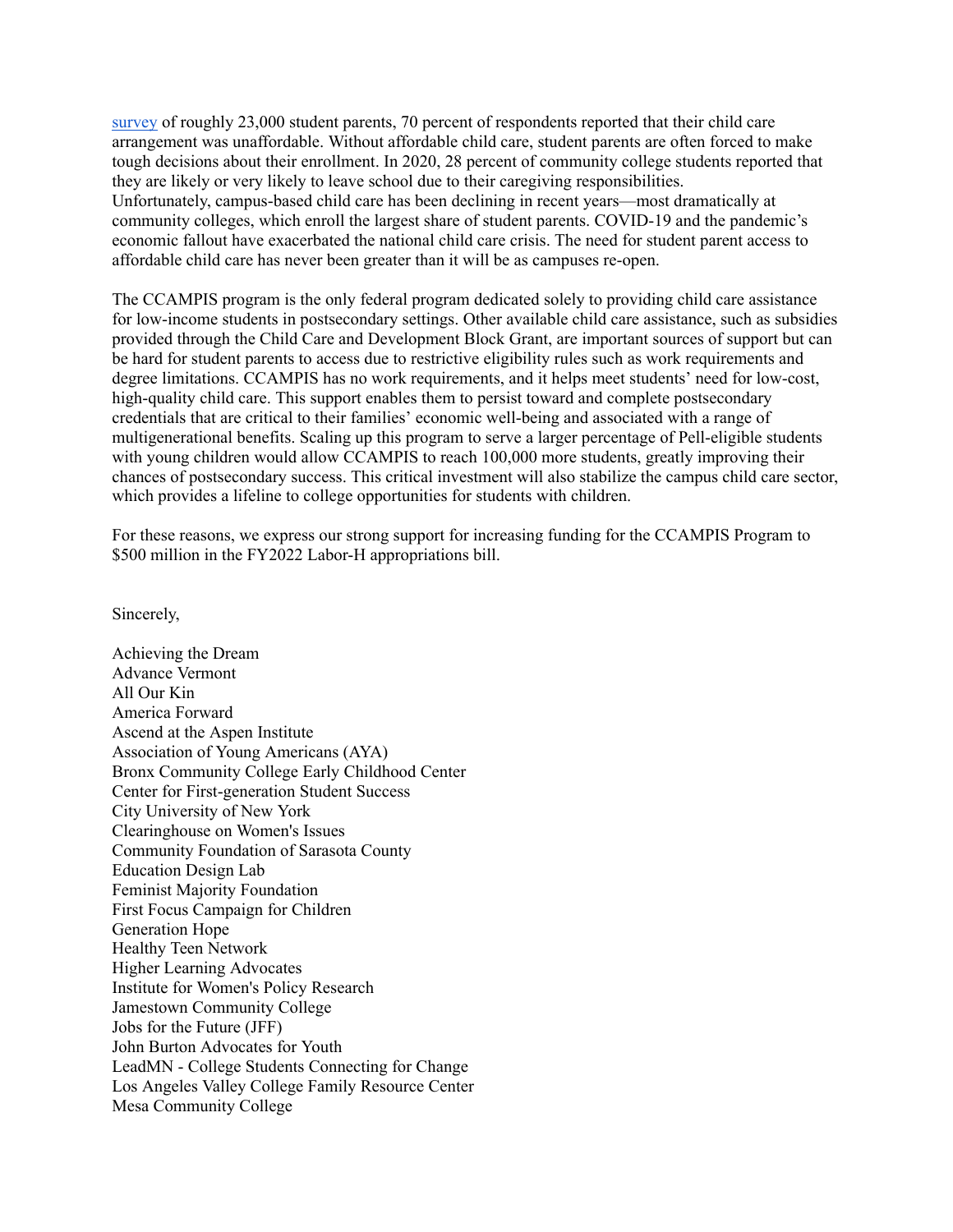survey of roughly 23,000 student parents, 70 percent of respondents reported that their child care arrangement was unaffordable. Without affordable child care, student parents are often forced to make tough decisions about their enrollment. In 2020, 28 percent of community college students reported that they are likely or very likely to leave school due to their caregiving responsibilities. Unfortunately, campus-based child care has been declining in recent years—most dramatically at community colleges, which enroll the largest share of student parents. COVID-19 and the pandemic's economic fallout have exacerbated the national child care crisis. The need for student parent access to affordable child care has never been greater than it will be as campuses re-open.

The CCAMPIS program is the only federal program dedicated solely to providing child care assistance for low-income students in postsecondary settings. Other available child care assistance, such as subsidies provided through the Child Care and Development Block Grant, are important sources of support but can be hard for student parents to access due to restrictive eligibility rules such as work requirements and degree limitations. CCAMPIS has no work requirements, and it helps meet students' need for low-cost, high-quality child care. This support enables them to persist toward and complete postsecondary credentials that are critical to their families' economic well-being and associated with a range of multigenerational benefits. Scaling up this program to serve a larger percentage of Pell-eligible students with young children would allow CCAMPIS to reach 100,000 more students, greatly improving their chances of postsecondary success. This critical investment will also stabilize the campus child care sector, which provides a lifeline to college opportunities for students with children.

For these reasons, we express our strong support for increasing funding for the CCAMPIS Program to $500 million in the FY2022 Labor-H appropriations bill.

Sincerely,

Achieving the Dream
Advance Vermont
All Our Kin
America Forward
Ascend at the Aspen Institute
Association of Young Americans (AYA)
Bronx Community College Early Childhood Center
Center for First-generation Student Success
City University of New York
Clearinghouse on Women's Issues
Community Foundation of Sarasota County
Education Design Lab
Feminist Majority Foundation
First Focus Campaign for Children
Generation Hope
Healthy Teen Network
Higher Learning Advocates
Institute for Women's Policy Research
Jamestown Community College
Jobs for the Future (JFF)
John Burton Advocates for Youth
LeadMN - College Students Connecting for Change
Los Angeles Valley College Family Resource Center
Mesa Community College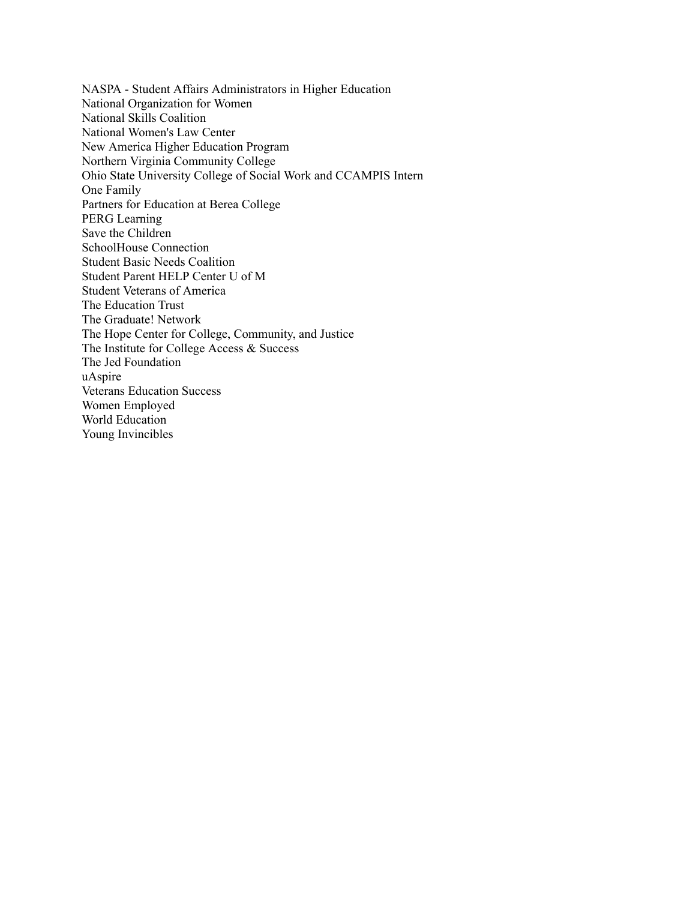NASPA - Student Affairs Administrators in Higher Education
National Organization for Women
National Skills Coalition
National Women's Law Center
New America Higher Education Program
Northern Virginia Community College
Ohio State University College of Social Work and CCAMPIS Intern
One Family
Partners for Education at Berea College
PERG Learning
Save the Children
SchoolHouse Connection
Student Basic Needs Coalition
Student Parent HELP Center U of M
Student Veterans of America
The Education Trust
The Graduate! Network
The Hope Center for College, Community, and Justice
The Institute for College Access & Success
The Jed Foundation
uAspire
Veterans Education Success
Women Employed
World Education
Young Invincibles